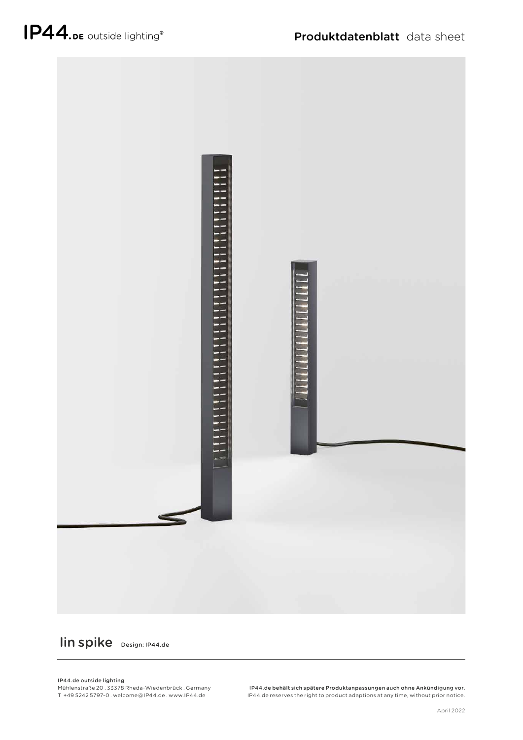IP44.DE outside lighting®

Produktdatenblatt data sheet

# lin spike

Design: IP44.de

**IP44.de outside lighting**
Mühlenstraße 20 . 33378 Rheda-Wiedenbrück . Germany
T +49 5242 5797-0 . welcome@IP44.de . www.IP44.de

**IP44.de behält sich spätere Produktanpassungen auch ohne Ankündigung vor.**
IP44.de reserves the right to product adaptions at any time, without prior notice.

April 2022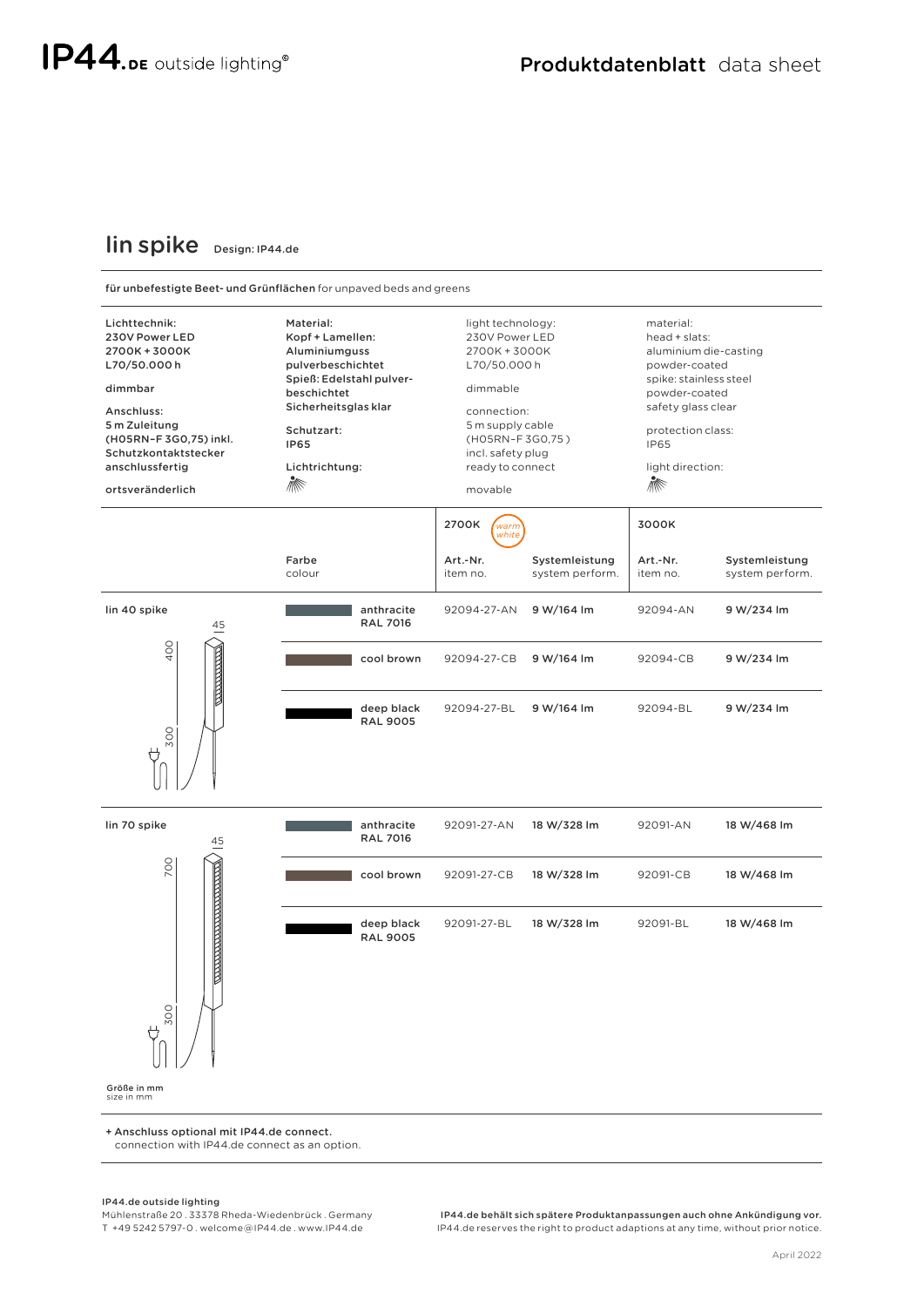IP44.de outside lighting®

**Produktdatenblatt** data sheet

# lin spike

Design: IP44.de

**für unbefestigte Beet- und Grünflächen** for unpaved beds and greens

**Lichttechnik:**
**230V Power LED**
**2700K + 3000K**
**L70/50.000 h**

**dimmbar**

**Anschluss:**
**5 m Zuleitung (H05RN–F 3G0,75) inkl. Schutzkontaktstecker anschlussfertig**

**ortsveränderlich**

**Material:**
**Kopf + Lamellen: Aluminiumguss pulverbeschichtet**
**Spieß: Edelstahl pulverbeschichtet**
**Sicherheitsglas klar**

**Schutzart:**
**IP65**

**Lichtrichtung:**

light technology:
230V Power LED
2700K + 3000K
L70/50.000 h

dimmable

connection:
5 m supply cable (H05RN–F 3G0,75 )
incl. safety plug
ready to connect

movable

material:
head + slats:
aluminium die-casting powder-coated
spike: stainless steel powder-coated
safety glass clear

protection class:
IP65

light direction:

| | Farbe colour | | 2700K (warm white) Art.-Nr. item no. | 2700K Systemleistung system perform. | 3000K Art.-Nr. item no. | 3000K Systemleistung system perform. |
|---|---|---|---|---|---|---|
| lin 40 spike | | anthracite RAL 7016 | 92094-27-AN | 9 W/164 lm | 92094-AN | 9 W/234 lm |
| | | cool brown | 92094-27-CB | 9 W/164 lm | 92094-CB | 9 W/234 lm |
| | | deep black RAL 9005 | 92094-27-BL | 9 W/164 lm | 92094-BL | 9 W/234 lm |
| lin 70 spike | | anthracite RAL 7016 | 92091-27-AN | 18 W/328 lm | 92091-AN | 18 W/468 lm |
| | | cool brown | 92091-27-CB | 18 W/328 lm | 92091-CB | 18 W/468 lm |
| | | deep black RAL 9005 | 92091-27-BL | 18 W/328 lm | 92091-BL | 18 W/468 lm |

lin 40 spike: 45 / 400 / 300

lin 70 spike: 45 / 700 / 300

**Größe in mm**
size in mm

**+ Anschluss optional mit IP44.de connect.**
connection with IP44.de connect as an option.

**IP44.de outside lighting**
Mühlenstraße 20 . 33378 Rheda-Wiedenbrück . Germany
T +49 5242 5797-0 . welcome@IP44.de . www.IP44.de

**IP44.de behält sich spätere Produktanpassungen auch ohne Ankündigung vor.**
IP44.de reserves the right to product adaptions at any time, without prior notice.

April 2022